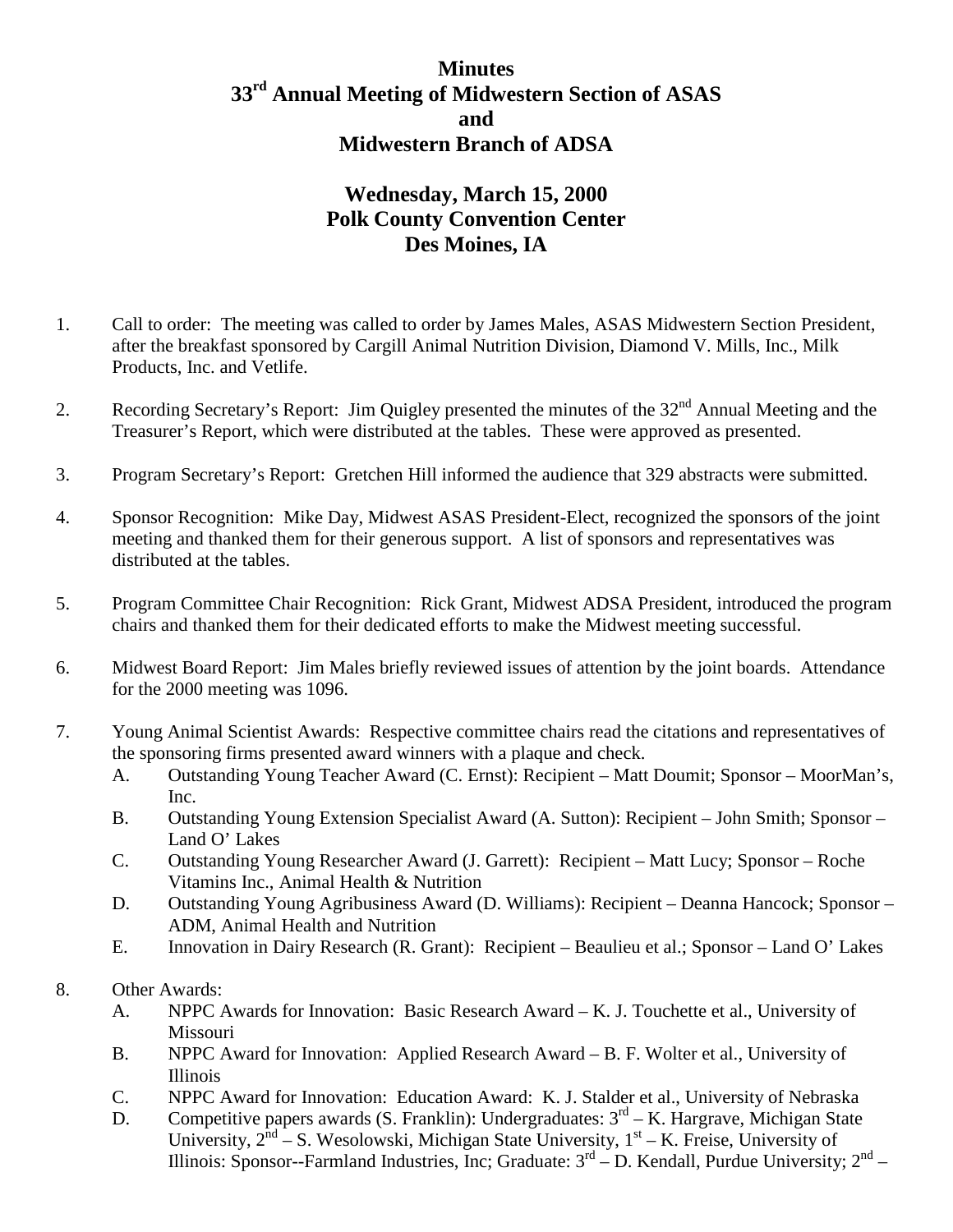# Minutes
# 33rd Annual Meeting of Midwestern Section of ASAS and Midwestern Branch of ADSA

## Wednesday, March 15, 2000
## Polk County Convention Center
## Des Moines, IA

1. Call to order: The meeting was called to order by James Males, ASAS Midwestern Section President, after the breakfast sponsored by Cargill Animal Nutrition Division, Diamond V. Mills, Inc., Milk Products, Inc. and Vetlife.

2. Recording Secretary's Report: Jim Quigley presented the minutes of the 32nd Annual Meeting and the Treasurer's Report, which were distributed at the tables. These were approved as presented.

3. Program Secretary's Report: Gretchen Hill informed the audience that 329 abstracts were submitted.

4. Sponsor Recognition: Mike Day, Midwest ASAS President-Elect, recognized the sponsors of the joint meeting and thanked them for their generous support. A list of sponsors and representatives was distributed at the tables.

5. Program Committee Chair Recognition: Rick Grant, Midwest ADSA President, introduced the program chairs and thanked them for their dedicated efforts to make the Midwest meeting successful.

6. Midwest Board Report: Jim Males briefly reviewed issues of attention by the joint boards. Attendance for the 2000 meeting was 1096.

7. Young Animal Scientist Awards: Respective committee chairs read the citations and representatives of the sponsoring firms presented award winners with a plaque and check.
   - A. Outstanding Young Teacher Award (C. Ernst): Recipient – Matt Doumit; Sponsor – MoorMan's, Inc.
   - B. Outstanding Young Extension Specialist Award (A. Sutton): Recipient – John Smith; Sponsor – Land O' Lakes
   - C. Outstanding Young Researcher Award (J. Garrett): Recipient – Matt Lucy; Sponsor – Roche Vitamins Inc., Animal Health & Nutrition
   - D. Outstanding Young Agribusiness Award (D. Williams): Recipient – Deanna Hancock; Sponsor – ADM, Animal Health and Nutrition
   - E. Innovation in Dairy Research (R. Grant): Recipient – Beaulieu et al.; Sponsor – Land O' Lakes

8. Other Awards:
   - A. NPPC Awards for Innovation: Basic Research Award – K. J. Touchette et al., University of Missouri
   - B. NPPC Award for Innovation: Applied Research Award – B. F. Wolter et al., University of Illinois
   - C. NPPC Award for Innovation: Education Award: K. J. Stalder et al., University of Nebraska
   - D. Competitive papers awards (S. Franklin): Undergraduates: 3rd – K. Hargrave, Michigan State University, 2nd – S. Wesolowski, Michigan State University, 1st – K. Freise, University of Illinois: Sponsor--Farmland Industries, Inc; Graduate: 3rd – D. Kendall, Purdue University; 2nd –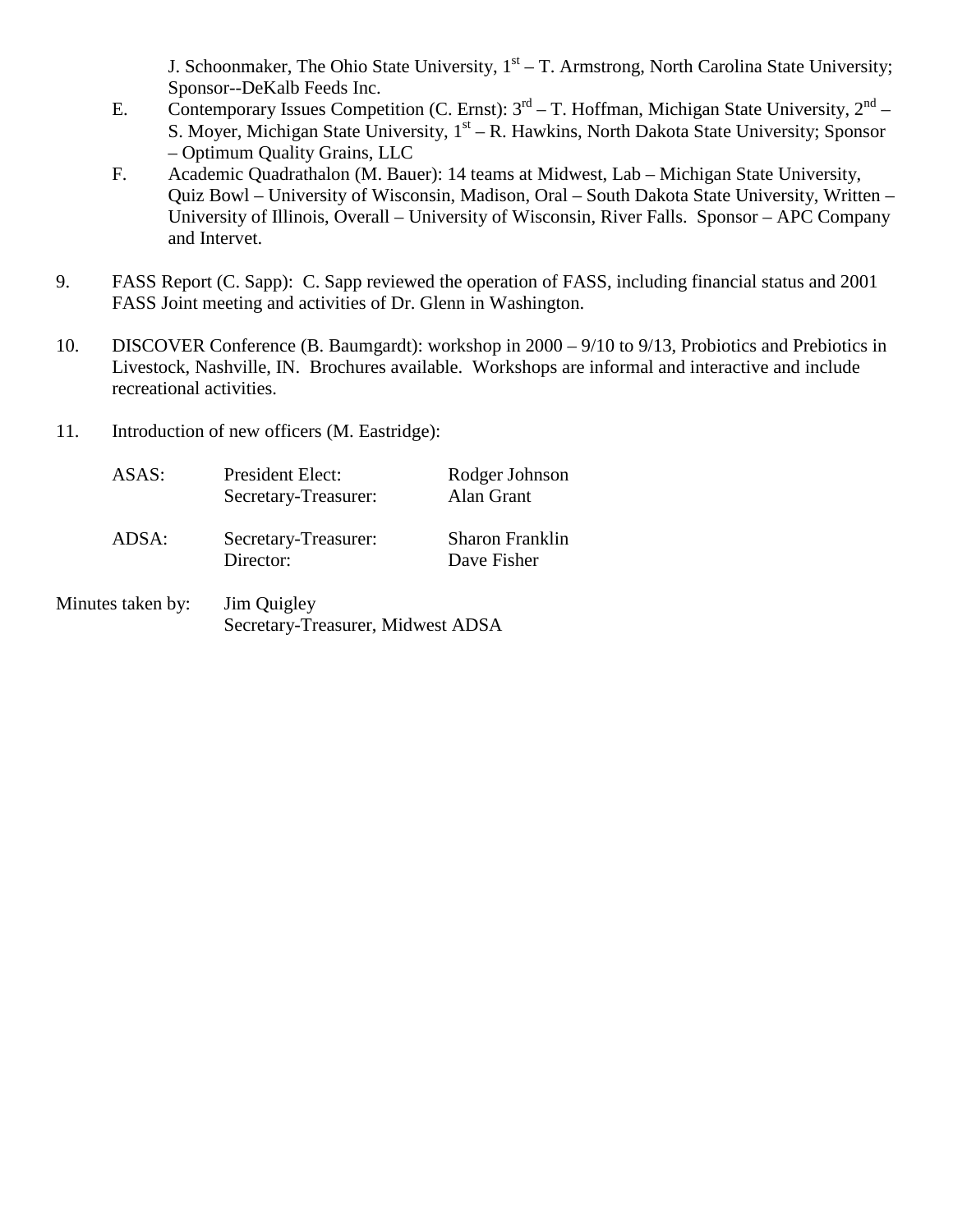J. Schoonmaker, The Ohio State University, 1st – T. Armstrong, North Carolina State University; Sponsor--DeKalb Feeds Inc.

E. Contemporary Issues Competition (C. Ernst): 3rd – T. Hoffman, Michigan State University, 2nd – S. Moyer, Michigan State University, 1st – R. Hawkins, North Dakota State University; Sponsor – Optimum Quality Grains, LLC

F. Academic Quadrathalon (M. Bauer): 14 teams at Midwest, Lab – Michigan State University, Quiz Bowl – University of Wisconsin, Madison, Oral – South Dakota State University, Written – University of Illinois, Overall – University of Wisconsin, River Falls. Sponsor – APC Company and Intervet.

9. FASS Report (C. Sapp): C. Sapp reviewed the operation of FASS, including financial status and 2001 FASS Joint meeting and activities of Dr. Glenn in Washington.

10. DISCOVER Conference (B. Baumgardt): workshop in 2000 – 9/10 to 9/13, Probiotics and Prebiotics in Livestock, Nashville, IN. Brochures available. Workshops are informal and interactive and include recreational activities.

11. Introduction of new officers (M. Eastridge):

| | | |
|---|---|---|
| ASAS: | President Elect: | Rodger Johnson |
| | Secretary-Treasurer: | Alan Grant |
| ADSA: | Secretary-Treasurer: | Sharon Franklin |
| | Director: | Dave Fisher |

Minutes taken by: Jim Quigley
Secretary-Treasurer, Midwest ADSA